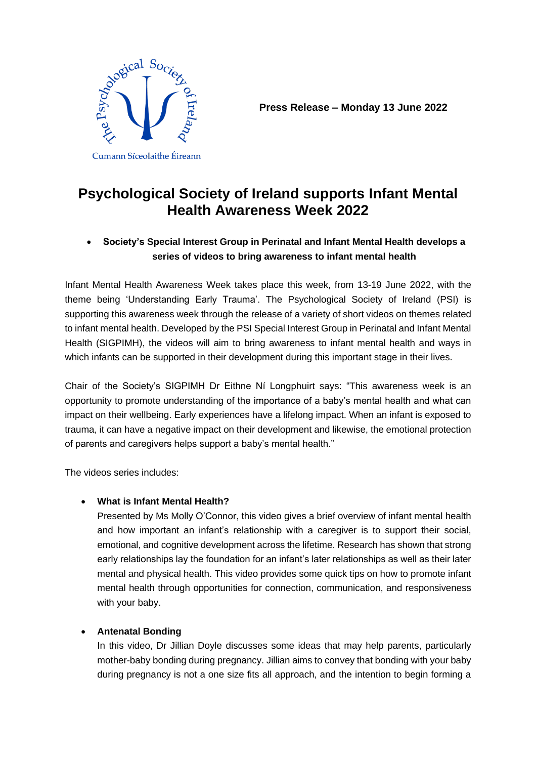The Psychological Society of Ireland

Cumann Síceolaithe Éireann

**Press Release – Monday 13 June 2022**

# Psychological Society of Ireland supports Infant Mental Health Awareness Week 2022

- **Society's Special Interest Group in Perinatal and Infant Mental Health develops a series of videos to bring awareness to infant mental health**

Infant Mental Health Awareness Week takes place this week, from 13-19 June 2022, with the theme being 'Understanding Early Trauma'. The Psychological Society of Ireland (PSI) is supporting this awareness week through the release of a variety of short videos on themes related to infant mental health. Developed by the PSI Special Interest Group in Perinatal and Infant Mental Health (SIGPIMH), the videos will aim to bring awareness to infant mental health and ways in which infants can be supported in their development during this important stage in their lives.

Chair of the Society's SIGPIMH Dr Eithne Ní Longphuirt says: "This awareness week is an opportunity to promote understanding of the importance of a baby's mental health and what can impact on their wellbeing. Early experiences have a lifelong impact. When an infant is exposed to trauma, it can have a negative impact on their development and likewise, the emotional protection of parents and caregivers helps support a baby's mental health."

The videos series includes:

- **What is Infant Mental Health?**
  Presented by Ms Molly O'Connor, this video gives a brief overview of infant mental health and how important an infant's relationship with a caregiver is to support their social, emotional, and cognitive development across the lifetime. Research has shown that strong early relationships lay the foundation for an infant's later relationships as well as their later mental and physical health. This video provides some quick tips on how to promote infant mental health through opportunities for connection, communication, and responsiveness with your baby.

- **Antenatal Bonding**
  In this video, Dr Jillian Doyle discusses some ideas that may help parents, particularly mother-baby bonding during pregnancy. Jillian aims to convey that bonding with your baby during pregnancy is not a one size fits all approach, and the intention to begin forming a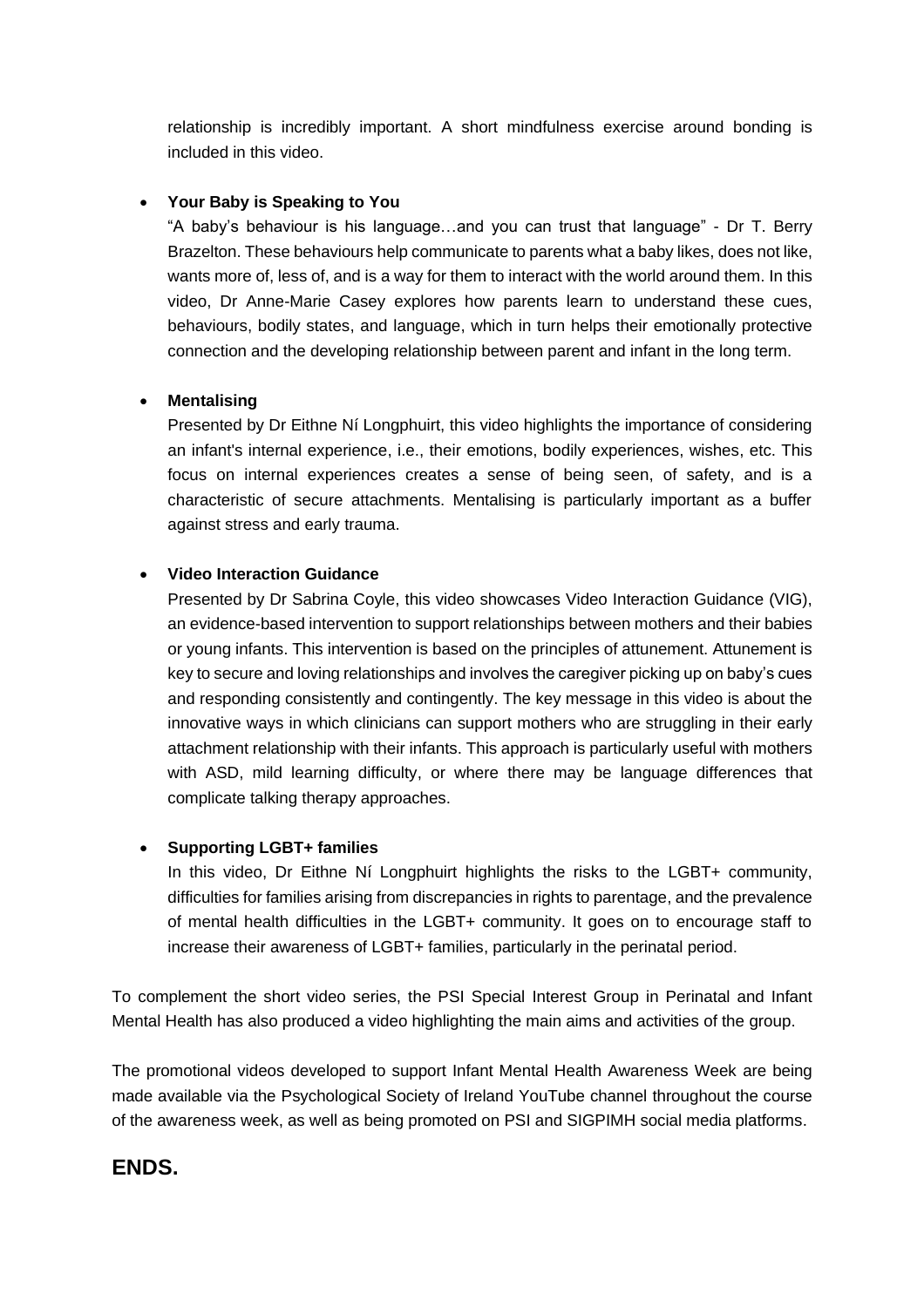relationship is incredibly important. A short mindfulness exercise around bonding is included in this video.

- **Your Baby is Speaking to You**
  "A baby's behaviour is his language…and you can trust that language" - Dr T. Berry Brazelton. These behaviours help communicate to parents what a baby likes, does not like, wants more of, less of, and is a way for them to interact with the world around them. In this video, Dr Anne-Marie Casey explores how parents learn to understand these cues, behaviours, bodily states, and language, which in turn helps their emotionally protective connection and the developing relationship between parent and infant in the long term.

- **Mentalising**
  Presented by Dr Eithne Ní Longphuirt, this video highlights the importance of considering an infant's internal experience, i.e., their emotions, bodily experiences, wishes, etc. This focus on internal experiences creates a sense of being seen, of safety, and is a characteristic of secure attachments. Mentalising is particularly important as a buffer against stress and early trauma.

- **Video Interaction Guidance**
  Presented by Dr Sabrina Coyle, this video showcases Video Interaction Guidance (VIG), an evidence-based intervention to support relationships between mothers and their babies or young infants. This intervention is based on the principles of attunement. Attunement is key to secure and loving relationships and involves the caregiver picking up on baby's cues and responding consistently and contingently. The key message in this video is about the innovative ways in which clinicians can support mothers who are struggling in their early attachment relationship with their infants. This approach is particularly useful with mothers with ASD, mild learning difficulty, or where there may be language differences that complicate talking therapy approaches.

- **Supporting LGBT+ families**
  In this video, Dr Eithne Ní Longphuirt highlights the risks to the LGBT+ community, difficulties for families arising from discrepancies in rights to parentage, and the prevalence of mental health difficulties in the LGBT+ community. It goes on to encourage staff to increase their awareness of LGBT+ families, particularly in the perinatal period.

To complement the short video series, the PSI Special Interest Group in Perinatal and Infant Mental Health has also produced a video highlighting the main aims and activities of the group.

The promotional videos developed to support Infant Mental Health Awareness Week are being made available via the Psychological Society of Ireland YouTube channel throughout the course of the awareness week, as well as being promoted on PSI and SIGPIMH social media platforms.

## ENDS.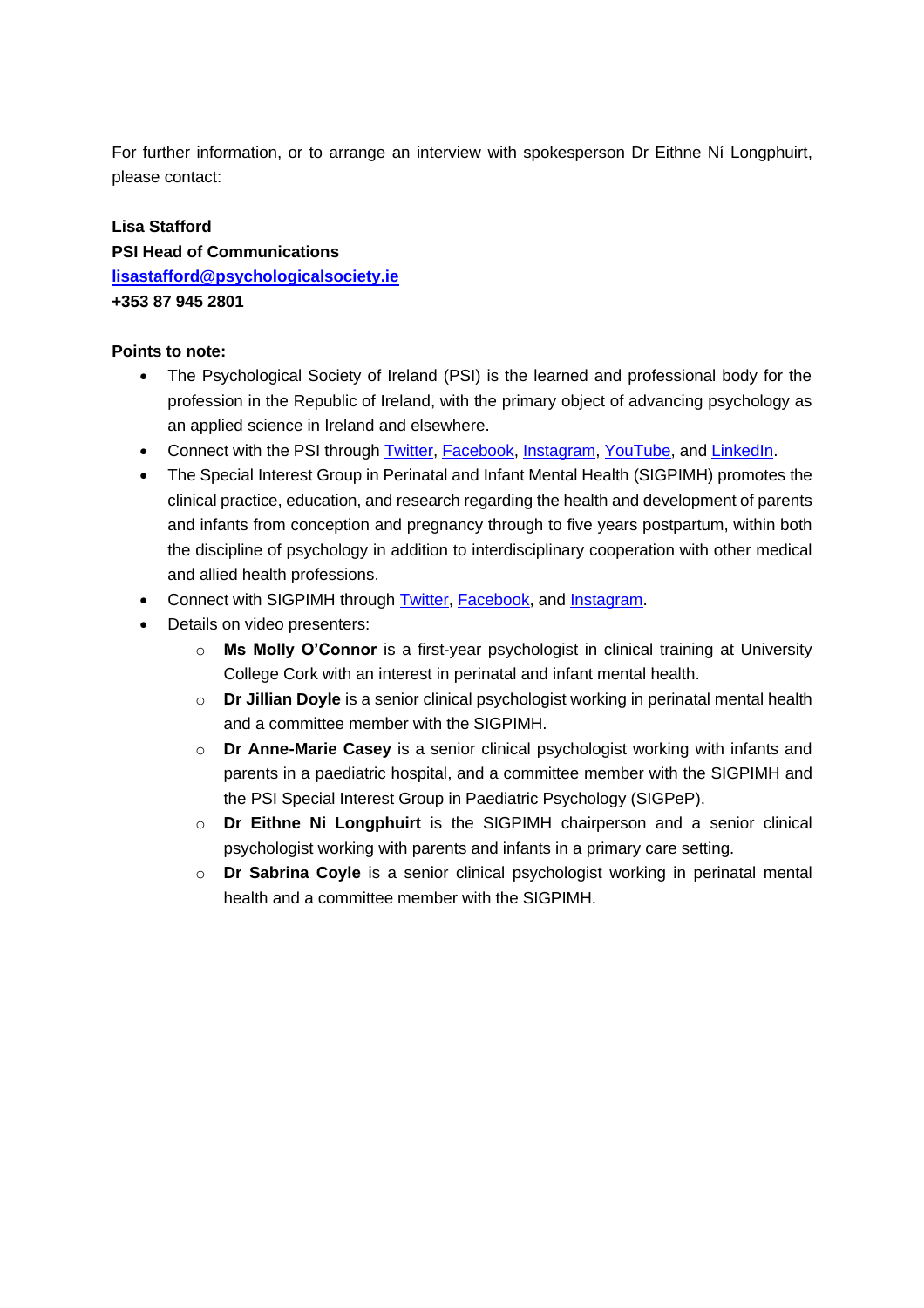For further information, or to arrange an interview with spokesperson Dr Eithne Ní Longphuirt, please contact:

**Lisa Stafford**
**PSI Head of Communications**
**lisastafford@psychologicalsociety.ie**
**+353 87 945 2801**

**Points to note:**

- The Psychological Society of Ireland (PSI) is the learned and professional body for the profession in the Republic of Ireland, with the primary object of advancing psychology as an applied science in Ireland and elsewhere.
- Connect with the PSI through Twitter, Facebook, Instagram, YouTube, and LinkedIn.
- The Special Interest Group in Perinatal and Infant Mental Health (SIGPIMH) promotes the clinical practice, education, and research regarding the health and development of parents and infants from conception and pregnancy through to five years postpartum, within both the discipline of psychology in addition to interdisciplinary cooperation with other medical and allied health professions.
- Connect with SIGPIMH through Twitter, Facebook, and Instagram.
- Details on video presenters:
  - **Ms Molly O'Connor** is a first-year psychologist in clinical training at University College Cork with an interest in perinatal and infant mental health.
  - **Dr Jillian Doyle** is a senior clinical psychologist working in perinatal mental health and a committee member with the SIGPIMH.
  - **Dr Anne-Marie Casey** is a senior clinical psychologist working with infants and parents in a paediatric hospital, and a committee member with the SIGPIMH and the PSI Special Interest Group in Paediatric Psychology (SIGPeP).
  - **Dr Eithne Ni Longphuirt** is the SIGPIMH chairperson and a senior clinical psychologist working with parents and infants in a primary care setting.
  - **Dr Sabrina Coyle** is a senior clinical psychologist working in perinatal mental health and a committee member with the SIGPIMH.